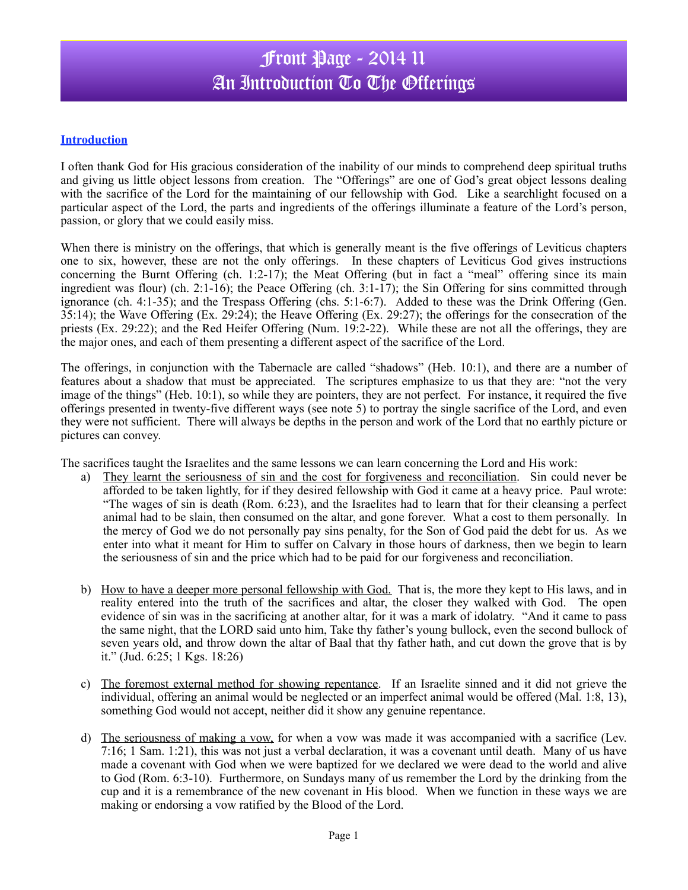# Front Page - 2014 11
# An Introduction To The Offerings

**Introduction**

I often thank God for His gracious consideration of the inability of our minds to comprehend deep spiritual truths and giving us little object lessons from creation. The "Offerings" are one of God's great object lessons dealing with the sacrifice of the Lord for the maintaining of our fellowship with God. Like a searchlight focused on a particular aspect of the Lord, the parts and ingredients of the offerings illuminate a feature of the Lord's person, passion, or glory that we could easily miss.

When there is ministry on the offerings, that which is generally meant is the five offerings of Leviticus chapters one to six, however, these are not the only offerings. In these chapters of Leviticus God gives instructions concerning the Burnt Offering (ch. 1:2-17); the Meat Offering (but in fact a "meal" offering since its main ingredient was flour) (ch. 2:1-16); the Peace Offering (ch. 3:1-17); the Sin Offering for sins committed through ignorance (ch. 4:1-35); and the Trespass Offering (chs. 5:1-6:7). Added to these was the Drink Offering (Gen. 35:14); the Wave Offering (Ex. 29:24); the Heave Offering (Ex. 29:27); the offerings for the consecration of the priests (Ex. 29:22); and the Red Heifer Offering (Num. 19:2-22). While these are not all the offerings, they are the major ones, and each of them presenting a different aspect of the sacrifice of the Lord.

The offerings, in conjunction with the Tabernacle are called "shadows" (Heb. 10:1), and there are a number of features about a shadow that must be appreciated. The scriptures emphasize to us that they are: "not the very image of the things" (Heb. 10:1), so while they are pointers, they are not perfect. For instance, it required the five offerings presented in twenty-five different ways (see note 5) to portray the single sacrifice of the Lord, and even they were not sufficient. There will always be depths in the person and work of the Lord that no earthly picture or pictures can convey.

The sacrifices taught the Israelites and the same lessons we can learn concerning the Lord and His work:

a) <u>They learnt the seriousness of sin and the cost for forgiveness and reconciliation</u>. Sin could never be afforded to be taken lightly, for if they desired fellowship with God it came at a heavy price. Paul wrote: "The wages of sin is death (Rom. 6:23), and the Israelites had to learn that for their cleansing a perfect animal had to be slain, then consumed on the altar, and gone forever. What a cost to them personally. In the mercy of God we do not personally pay sins penalty, for the Son of God paid the debt for us. As we enter into what it meant for Him to suffer on Calvary in those hours of darkness, then we begin to learn the seriousness of sin and the price which had to be paid for our forgiveness and reconciliation.

b) <u>How to have a deeper more personal fellowship with God.</u> That is, the more they kept to His laws, and in reality entered into the truth of the sacrifices and altar, the closer they walked with God. The open evidence of sin was in the sacrificing at another altar, for it was a mark of idolatry. "And it came to pass the same night, that the LORD said unto him, Take thy father's young bullock, even the second bullock of seven years old, and throw down the altar of Baal that thy father hath, and cut down the grove that is by it." (Jud. 6:25; 1 Kgs. 18:26)

c) <u>The foremost external method for showing repentance</u>. If an Israelite sinned and it did not grieve the individual, offering an animal would be neglected or an imperfect animal would be offered (Mal. 1:8, 13), something God would not accept, neither did it show any genuine repentance.

d) <u>The seriousness of making a vow,</u> for when a vow was made it was accompanied with a sacrifice (Lev. 7:16; 1 Sam. 1:21), this was not just a verbal declaration, it was a covenant until death. Many of us have made a covenant with God when we were baptized for we declared we were dead to the world and alive to God (Rom. 6:3-10). Furthermore, on Sundays many of us remember the Lord by the drinking from the cup and it is a remembrance of the new covenant in His blood. When we function in these ways we are making or endorsing a vow ratified by the Blood of the Lord.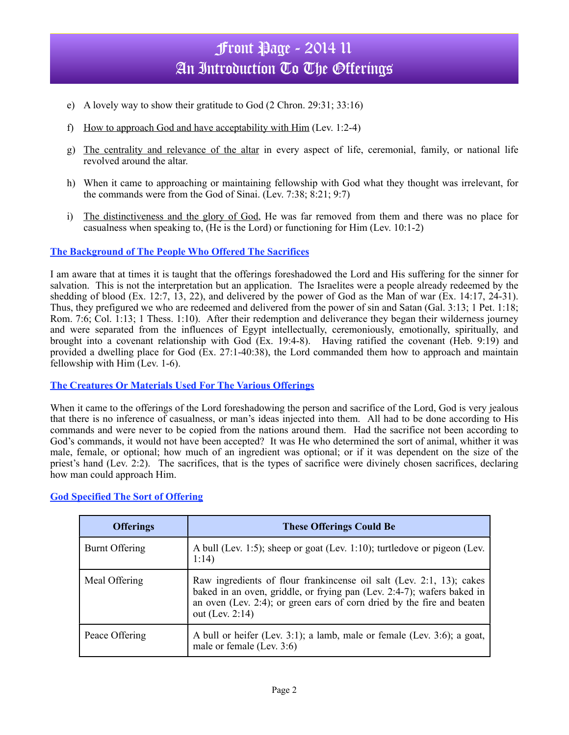e) A lovely way to show their gratitude to God (2 Chron. 29:31; 33:16)

f) How to approach God and have acceptability with Him (Lev. 1:2-4)

g) The centrality and relevance of the altar in every aspect of life, ceremonial, family, or national life revolved around the altar.

h) When it came to approaching or maintaining fellowship with God what they thought was irrelevant, for the commands were from the God of Sinai. (Lev. 7:38; 8:21; 9:7)

i) The distinctiveness and the glory of God, He was far removed from them and there was no place for casualness when speaking to, (He is the Lord) or functioning for Him (Lev. 10:1-2)

## The Background of The People Who Offered The Sacrifices

I am aware that at times it is taught that the offerings foreshadowed the Lord and His suffering for the sinner for salvation. This is not the interpretation but an application. The Israelites were a people already redeemed by the shedding of blood (Ex. 12:7, 13, 22), and delivered by the power of God as the Man of war (Ex. 14:17, 24-31). Thus, they prefigured we who are redeemed and delivered from the power of sin and Satan (Gal. 3:13; 1 Pet. 1:18; Rom. 7:6; Col. 1:13; 1 Thess. 1:10). After their redemption and deliverance they began their wilderness journey and were separated from the influences of Egypt intellectually, ceremoniously, emotionally, spiritually, and brought into a covenant relationship with God (Ex. 19:4-8). Having ratified the covenant (Heb. 9:19) and provided a dwelling place for God (Ex. 27:1-40:38), the Lord commanded them how to approach and maintain fellowship with Him (Lev. 1-6).

## The Creatures Or Materials Used For The Various Offerings

When it came to the offerings of the Lord foreshadowing the person and sacrifice of the Lord, God is very jealous that there is no inference of casualness, or man's ideas injected into them. All had to be done according to His commands and were never to be copied from the nations around them. Had the sacrifice not been according to God's commands, it would not have been accepted? It was He who determined the sort of animal, whither it was male, female, or optional; how much of an ingredient was optional; or if it was dependent on the size of the priest's hand (Lev. 2:2). The sacrifices, that is the types of sacrifice were divinely chosen sacrifices, declaring how man could approach Him.

## God Specified The Sort of Offering

| Offerings | These Offerings Could Be |
|---|---|
| Burnt Offering | A bull (Lev. 1:5); sheep or goat (Lev. 1:10); turtledove or pigeon (Lev. 1:14) |
| Meal Offering | Raw ingredients of flour frankincense oil salt (Lev. 2:1, 13); cakes baked in an oven, griddle, or frying pan (Lev. 2:4-7); wafers baked in an oven (Lev. 2:4); or green ears of corn dried by the fire and beaten out (Lev. 2:14) |
| Peace Offering | A bull or heifer (Lev. 3:1); a lamb, male or female (Lev. 3:6); a goat, male or female (Lev. 3:6) |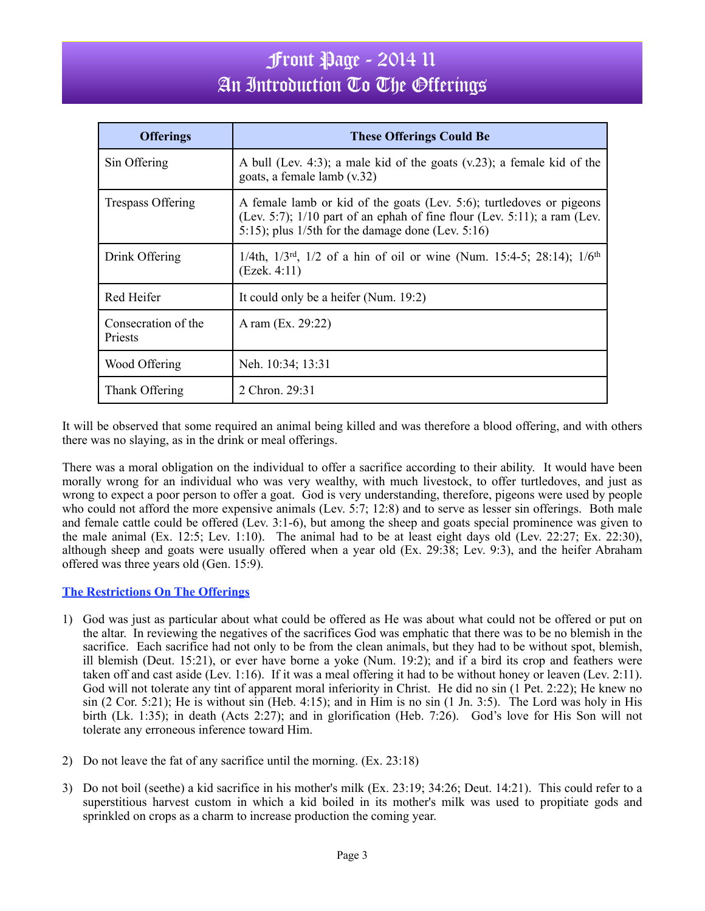# Front Page - 2014 11
## An Introduction To The Offerings

| Offerings | These Offerings Could Be |
|---|---|
| Sin Offering | A bull (Lev. 4:3); a male kid of the goats (v.23); a female kid of the goats, a female lamb (v.32) |
| Trespass Offering | A female lamb or kid of the goats (Lev. 5:6); turtledoves or pigeons (Lev. 5:7); 1/10 part of an ephah of fine flour (Lev. 5:11); a ram (Lev. 5:15); plus 1/5th for the damage done (Lev. 5:16) |
| Drink Offering | 1/4th, 1/3rd, 1/2 of a hin of oil or wine (Num. 15:4-5; 28:14); 1/6th (Ezek. 4:11) |
| Red Heifer | It could only be a heifer (Num. 19:2) |
| Consecration of the Priests | A ram (Ex. 29:22) |
| Wood Offering | Neh. 10:34; 13:31 |
| Thank Offering | 2 Chron. 29:31 |

It will be observed that some required an animal being killed and was therefore a blood offering, and with others there was no slaying, as in the drink or meal offerings.

There was a moral obligation on the individual to offer a sacrifice according to their ability. It would have been morally wrong for an individual who was very wealthy, with much livestock, to offer turtledoves, and just as wrong to expect a poor person to offer a goat. God is very understanding, therefore, pigeons were used by people who could not afford the more expensive animals (Lev. 5:7; 12:8) and to serve as lesser sin offerings. Both male and female cattle could be offered (Lev. 3:1-6), but among the sheep and goats special prominence was given to the male animal (Ex. 12:5; Lev. 1:10). The animal had to be at least eight days old (Lev. 22:27; Ex. 22:30), although sheep and goats were usually offered when a year old (Ex. 29:38; Lev. 9:3), and the heifer Abraham offered was three years old (Gen. 15:9).

### The Restrictions On The Offerings

1) God was just as particular about what could be offered as He was about what could not be offered or put on the altar. In reviewing the negatives of the sacrifices God was emphatic that there was to be no blemish in the sacrifice. Each sacrifice had not only to be from the clean animals, but they had to be without spot, blemish, ill blemish (Deut. 15:21), or ever have borne a yoke (Num. 19:2); and if a bird its crop and feathers were taken off and cast aside (Lev. 1:16). If it was a meal offering it had to be without honey or leaven (Lev. 2:11). God will not tolerate any tint of apparent moral inferiority in Christ. He did no sin (1 Pet. 2:22); He knew no sin (2 Cor. 5:21); He is without sin (Heb. 4:15); and in Him is no sin (1 Jn. 3:5). The Lord was holy in His birth (Lk. 1:35); in death (Acts 2:27); and in glorification (Heb. 7:26). God's love for His Son will not tolerate any erroneous inference toward Him.

2) Do not leave the fat of any sacrifice until the morning. (Ex. 23:18)

3) Do not boil (seethe) a kid sacrifice in his mother's milk (Ex. 23:19; 34:26; Deut. 14:21). This could refer to a superstitious harvest custom in which a kid boiled in its mother's milk was used to propitiate gods and sprinkled on crops as a charm to increase production the coming year.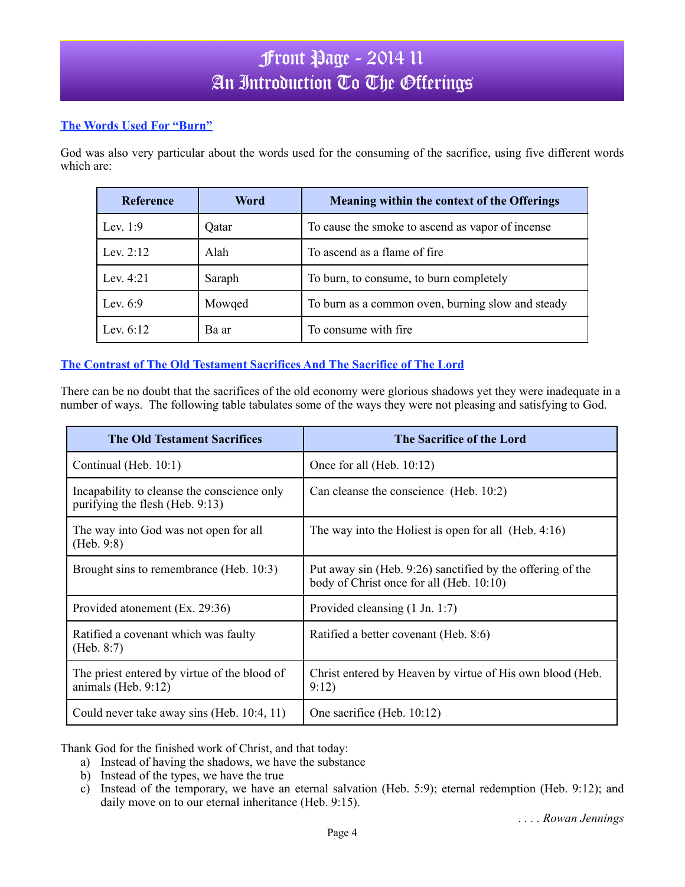# Front Page - 2014 11
# An Introduction To The Offerings

### The Words Used For "Burn"

God was also very particular about the words used for the consuming of the sacrifice, using five different words which are:

| Reference | Word | Meaning within the context of the Offerings |
|---|---|---|
| Lev. 1:9 | Qatar | To cause the smoke to ascend as vapor of incense |
| Lev. 2:12 | Alah | To ascend as a flame of fire |
| Lev. 4:21 | Saraph | To burn, to consume, to burn completely |
| Lev. 6:9 | Mowqed | To burn as a common oven, burning slow and steady |
| Lev. 6:12 | Ba ar | To consume with fire |

### The Contrast of The Old Testament Sacrifices And The Sacrifice of The Lord

There can be no doubt that the sacrifices of the old economy were glorious shadows yet they were inadequate in a number of ways. The following table tabulates some of the ways they were not pleasing and satisfying to God.

| The Old Testament Sacrifices | The Sacrifice of the Lord |
|---|---|
| Continual (Heb. 10:1) | Once for all (Heb. 10:12) |
| Incapability to cleanse the conscience only purifying the flesh (Heb. 9:13) | Can cleanse the conscience (Heb. 10:2) |
| The way into God was not open for all (Heb. 9:8) | The way into the Holiest is open for all (Heb. 4:16) |
| Brought sins to remembrance (Heb. 10:3) | Put away sin (Heb. 9:26) sanctified by the offering of the body of Christ once for all (Heb. 10:10) |
| Provided atonement (Ex. 29:36) | Provided cleansing (1 Jn. 1:7) |
| Ratified a covenant which was faulty (Heb. 8:7) | Ratified a better covenant (Heb. 8:6) |
| The priest entered by virtue of the blood of animals (Heb. 9:12) | Christ entered by Heaven by virtue of His own blood (Heb. 9:12) |
| Could never take away sins (Heb. 10:4, 11) | One sacrifice (Heb. 10:12) |

Thank God for the finished work of Christ, and that today:

a) Instead of having the shadows, we have the substance
b) Instead of the types, we have the true
c) Instead of the temporary, we have an eternal salvation (Heb. 5:9); eternal redemption (Heb. 9:12); and daily move on to our eternal inheritance (Heb. 9:15).

. . . . *Rowan Jennings*